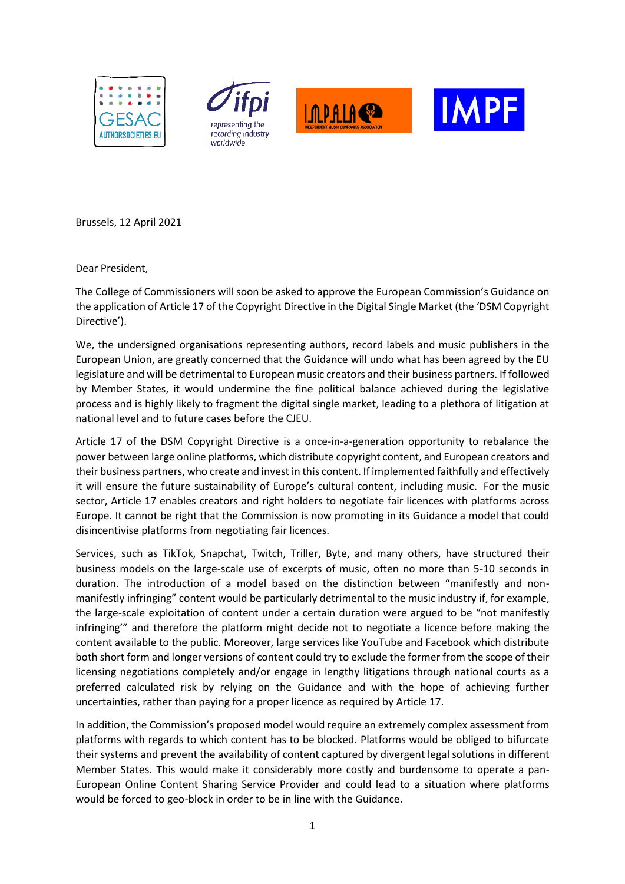Brussels, 12 April 2021

Dear President,

The College of Commissioners will soon be asked to approve the European Commission's Guidance on the application of Article 17 of the Copyright Directive in the Digital Single Market (the 'DSM Copyright Directive').

We, the undersigned organisations representing authors, record labels and music publishers in the European Union, are greatly concerned that the Guidance will undo what has been agreed by the EU legislature and will be detrimental to European music creators and their business partners. If followed by Member States, it would undermine the fine political balance achieved during the legislative process and is highly likely to fragment the digital single market, leading to a plethora of litigation at national level and to future cases before the CJEU.

Article 17 of the DSM Copyright Directive is a once-in-a-generation opportunity to rebalance the power between large online platforms, which distribute copyright content, and European creators and their business partners, who create and invest in this content. If implemented faithfully and effectively it will ensure the future sustainability of Europe's cultural content, including music. For the music sector, Article 17 enables creators and right holders to negotiate fair licences with platforms across Europe. It cannot be right that the Commission is now promoting in its Guidance a model that could disincentivise platforms from negotiating fair licences.

Services, such as TikTok, Snapchat, Twitch, Triller, Byte, and many others, have structured their business models on the large-scale use of excerpts of music, often no more than 5-10 seconds in duration. The introduction of a model based on the distinction between "manifestly and non-manifestly infringing" content would be particularly detrimental to the music industry if, for example, the large-scale exploitation of content under a certain duration were argued to be "not manifestly infringing'" and therefore the platform might decide not to negotiate a licence before making the content available to the public. Moreover, large services like YouTube and Facebook which distribute both short form and longer versions of content could try to exclude the former from the scope of their licensing negotiations completely and/or engage in lengthy litigations through national courts as a preferred calculated risk by relying on the Guidance and with the hope of achieving further uncertainties, rather than paying for a proper licence as required by Article 17.

In addition, the Commission's proposed model would require an extremely complex assessment from platforms with regards to which content has to be blocked. Platforms would be obliged to bifurcate their systems and prevent the availability of content captured by divergent legal solutions in different Member States. This would make it considerably more costly and burdensome to operate a pan-European Online Content Sharing Service Provider and could lead to a situation where platforms would be forced to geo-block in order to be in line with the Guidance.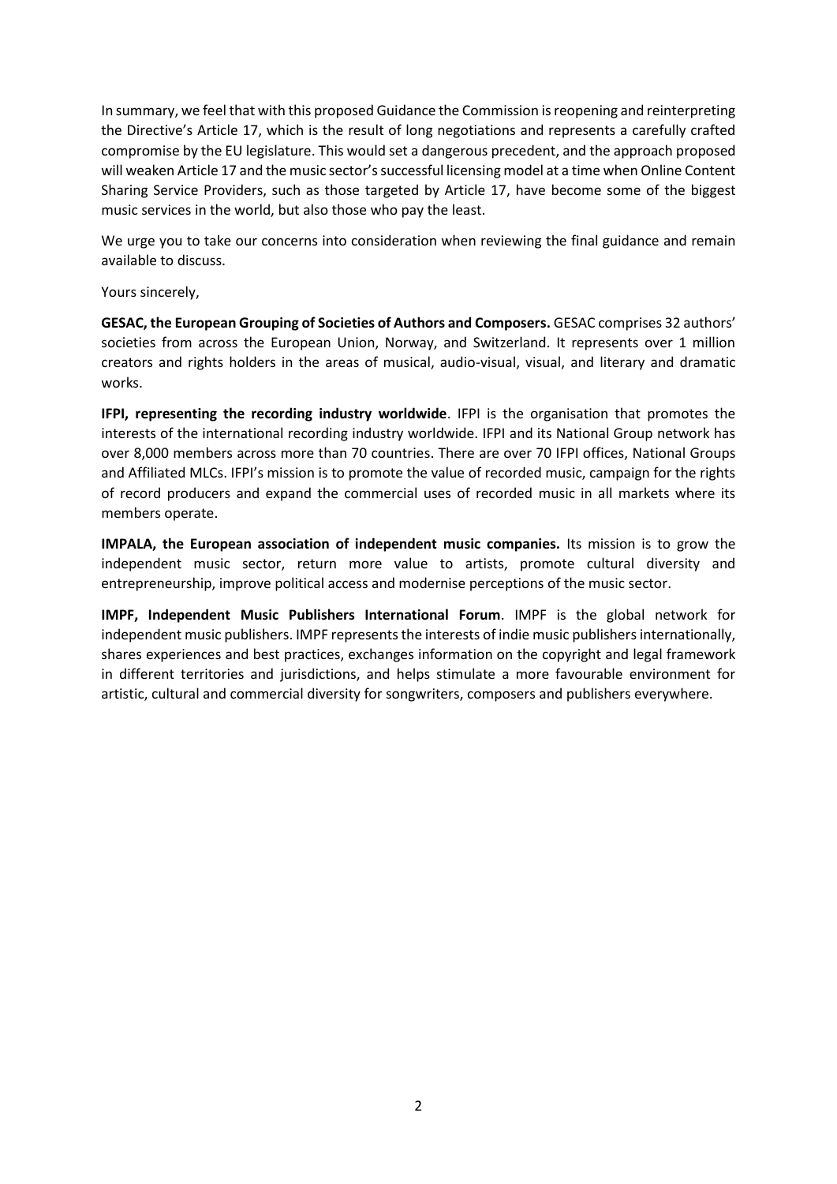In summary, we feel that with this proposed Guidance the Commission is reopening and reinterpreting the Directive's Article 17, which is the result of long negotiations and represents a carefully crafted compromise by the EU legislature. This would set a dangerous precedent, and the approach proposed will weaken Article 17 and the music sector's successful licensing model at a time when Online Content Sharing Service Providers, such as those targeted by Article 17, have become some of the biggest music services in the world, but also those who pay the least.

We urge you to take our concerns into consideration when reviewing the final guidance and remain available to discuss.

Yours sincerely,

**GESAC, the European Grouping of Societies of Authors and Composers.** GESAC comprises 32 authors' societies from across the European Union, Norway, and Switzerland. It represents over 1 million creators and rights holders in the areas of musical, audio-visual, visual, and literary and dramatic works.

**IFPI, representing the recording industry worldwide**. IFPI is the organisation that promotes the interests of the international recording industry worldwide. IFPI and its National Group network has over 8,000 members across more than 70 countries. There are over 70 IFPI offices, National Groups and Affiliated MLCs. IFPI's mission is to promote the value of recorded music, campaign for the rights of record producers and expand the commercial uses of recorded music in all markets where its members operate.

**IMPALA, the European association of independent music companies.** Its mission is to grow the independent music sector, return more value to artists, promote cultural diversity and entrepreneurship, improve political access and modernise perceptions of the music sector.

**IMPF, Independent Music Publishers International Forum**. IMPF is the global network for independent music publishers. IMPF represents the interests of indie music publishers internationally, shares experiences and best practices, exchanges information on the copyright and legal framework in different territories and jurisdictions, and helps stimulate a more favourable environment for artistic, cultural and commercial diversity for songwriters, composers and publishers everywhere.